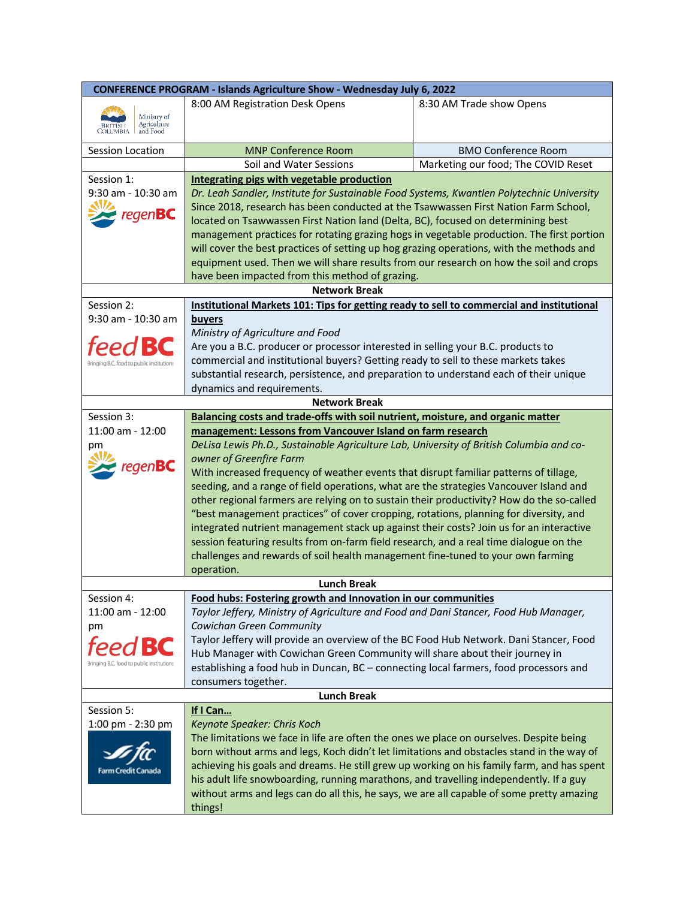| CONFERENCE PROGRAM - Islands Agriculture Show - Wednesday July 6, 2022 | | |
|---|---|---|
| British Columbia Ministry of Agriculture and Food | 8:00 AM Registration Desk Opens | 8:30 AM Trade show Opens |
| Session Location | MNP Conference Room | BMO Conference Room |
| | Soil and Water Sessions | Marketing our food; The COVID Reset |
| Session 1: 9:30 am - 10:30 am regenBC | **Integrating pigs with vegetable production** *Dr. Leah Sandler, Institute for Sustainable Food Systems, Kwantlen Polytechnic University* Since 2018, research has been conducted at the Tsawwassen First Nation Farm School, located on Tsawwassen First Nation land (Delta, BC), focused on determining best management practices for rotating grazing hogs in vegetable production. The first portion will cover the best practices of setting up hog grazing operations, with the methods and equipment used. Then we will share results from our research on how the soil and crops have been impacted from this method of grazing. | |
| **Network Break** | | |
| Session 2: 9:30 am - 10:30 am feedBC Bringing B.C. food to public institutions | **Institutional Markets 101: Tips for getting ready to sell to commercial and institutional buyers** *Ministry of Agriculture and Food* Are you a B.C. producer or processor interested in selling your B.C. products to commercial and institutional buyers? Getting ready to sell to these markets takes substantial research, persistence, and preparation to understand each of their unique dynamics and requirements. | |
| **Network Break** | | |
| Session 3: 11:00 am - 12:00 pm regenBC | **Balancing costs and trade-offs with soil nutrient, moisture, and organic matter management: Lessons from Vancouver Island on farm research** *DeLisa Lewis Ph.D., Sustainable Agriculture Lab, University of British Columbia and co-owner of Greenfire Farm* With increased frequency of weather events that disrupt familiar patterns of tillage, seeding, and a range of field operations, what are the strategies Vancouver Island and other regional farmers are relying on to sustain their productivity? How do the so-called "best management practices" of cover cropping, rotations, planning for diversity, and integrated nutrient management stack up against their costs? Join us for an interactive session featuring results from on-farm field research, and a real time dialogue on the challenges and rewards of soil health management fine-tuned to your own farming operation. | |
| **Lunch Break** | | |
| Session 4: 11:00 am - 12:00 pm feedBC Bringing B.C. food to public institutions | **Food hubs: Fostering growth and Innovation in our communities** *Taylor Jeffery, Ministry of Agriculture and Food and Dani Stancer, Food Hub Manager, Cowichan Green Community* Taylor Jeffery will provide an overview of the BC Food Hub Network. Dani Stancer, Food Hub Manager with Cowichan Green Community will share about their journey in establishing a food hub in Duncan, BC – connecting local farmers, food processors and consumers together. | |
| **Lunch Break** | | |
| Session 5: 1:00 pm - 2:30 pm Farm Credit Canada | **If I Can...** *Keynote Speaker: Chris Koch* The limitations we face in life are often the ones we place on ourselves. Despite being born without arms and legs, Koch didn't let limitations and obstacles stand in the way of achieving his goals and dreams. He still grew up working on his family farm, and has spent his adult life snowboarding, running marathons, and travelling independently. If a guy without arms and legs can do all this, he says, we are all capable of some pretty amazing things! | |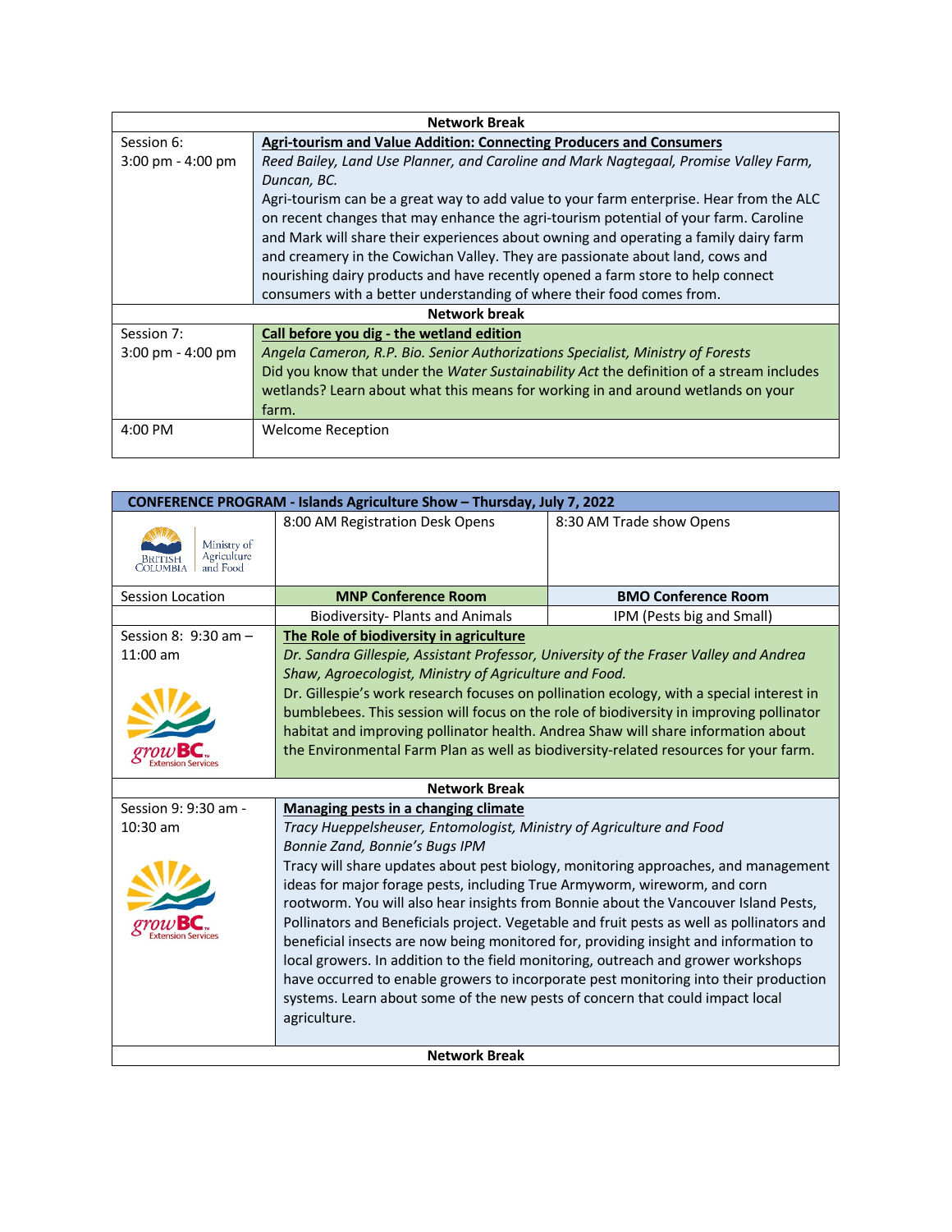| Network Break | |
|---|---|
| Session 6:<br>3:00 pm - 4:00 pm | **Agri-tourism and Value Addition: Connecting Producers and Consumers**<br>*Reed Bailey, Land Use Planner, and Caroline and Mark Nagtegaal, Promise Valley Farm, Duncan, BC.*<br>Agri-tourism can be a great way to add value to your farm enterprise. Hear from the ALC on recent changes that may enhance the agri-tourism potential of your farm. Caroline and Mark will share their experiences about owning and operating a family dairy farm and creamery in the Cowichan Valley. They are passionate about land, cows and nourishing dairy products and have recently opened a farm store to help connect consumers with a better understanding of where their food comes from. |
| **Network break** | |
| Session 7:<br>3:00 pm - 4:00 pm | **Call before you dig - the wetland edition**<br>*Angela Cameron, R.P. Bio. Senior Authorizations Specialist, Ministry of Forests*<br>Did you know that under the *Water Sustainability Act* the definition of a stream includes wetlands? Learn about what this means for working in and around wetlands on your farm. |
| 4:00 PM | Welcome Reception |

| CONFERENCE PROGRAM - Islands Agriculture Show – Thursday, July 7, 2022 | | |
|---|---|---|
| British Columbia Ministry of Agriculture and Food | 8:00 AM Registration Desk Opens | 8:30 AM Trade show Opens |
| Session Location | **MNP Conference Room** | **BMO Conference Room** |
| | Biodiversity- Plants and Animals | IPM (Pests big and Small) |
| Session 8: 9:30 am – 11:00 am<br>growBC Extension Services | **The Role of biodiversity in agriculture**<br>*Dr. Sandra Gillespie, Assistant Professor, University of the Fraser Valley and Andrea Shaw, Agroecologist, Ministry of Agriculture and Food.*<br>Dr. Gillespie's work research focuses on pollination ecology, with a special interest in bumblebees. This session will focus on the role of biodiversity in improving pollinator habitat and improving pollinator health. Andrea Shaw will share information about the Environmental Farm Plan as well as biodiversity-related resources for your farm. | |
| **Network Break** | | |
| Session 9: 9:30 am - 10:30 am<br>growBC Extension Services | **Managing pests in a changing climate**<br>*Tracy Hueppelsheuser, Entomologist, Ministry of Agriculture and Food*<br>*Bonnie Zand, Bonnie's Bugs IPM*<br>Tracy will share updates about pest biology, monitoring approaches, and management ideas for major forage pests, including True Armyworm, wireworm, and corn rootworm. You will also hear insights from Bonnie about the Vancouver Island Pests, Pollinators and Beneficials project. Vegetable and fruit pests as well as pollinators and beneficial insects are now being monitored for, providing insight and information to local growers. In addition to the field monitoring, outreach and grower workshops have occurred to enable growers to incorporate pest monitoring into their production systems. Learn about some of the new pests of concern that could impact local agriculture. | |
| **Network Break** | | |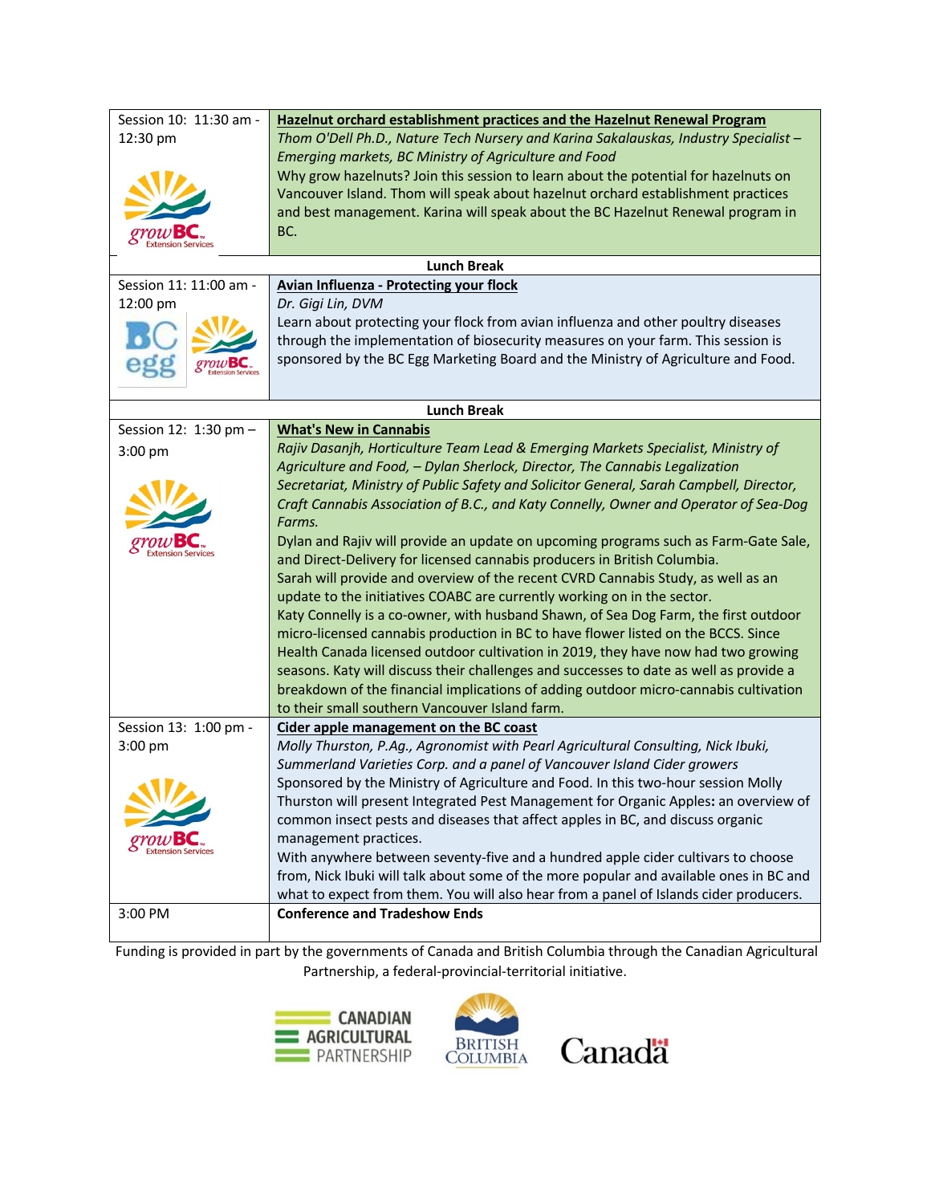| | |
|---|---|
| Session 10: 11:30 am - 12:30 pm | **Hazelnut orchard establishment practices and the Hazelnut Renewal Program**<br>*Thom O'Dell Ph.D., Nature Tech Nursery and Karina Sakalauskas, Industry Specialist – Emerging markets, BC Ministry of Agriculture and Food*<br>Why grow hazelnuts? Join this session to learn about the potential for hazelnuts on Vancouver Island. Thom will speak about hazelnut orchard establishment practices and best management. Karina will speak about the BC Hazelnut Renewal program in BC. |
| **Lunch Break** | |
| Session 11: 11:00 am - 12:00 pm | **Avian Influenza - Protecting your flock**<br>*Dr. Gigi Lin, DVM*<br>Learn about protecting your flock from avian influenza and other poultry diseases through the implementation of biosecurity measures on your farm. This session is sponsored by the BC Egg Marketing Board and the Ministry of Agriculture and Food. |
| **Lunch Break** | |
| Session 12: 1:30 pm – 3:00 pm | **What's New in Cannabis**<br>*Rajiv Dasanjh, Horticulture Team Lead & Emerging Markets Specialist, Ministry of Agriculture and Food, – Dylan Sherlock, Director, The Cannabis Legalization Secretariat, Ministry of Public Safety and Solicitor General, Sarah Campbell, Director, Craft Cannabis Association of B.C., and Katy Connelly, Owner and Operator of Sea-Dog Farms.*<br>Dylan and Rajiv will provide an update on upcoming programs such as Farm-Gate Sale, and Direct-Delivery for licensed cannabis producers in British Columbia.<br>Sarah will provide and overview of the recent CVRD Cannabis Study, as well as an update to the initiatives COABC are currently working on in the sector.<br>Katy Connelly is a co-owner, with husband Shawn, of Sea Dog Farm, the first outdoor micro-licensed cannabis production in BC to have flower listed on the BCCS. Since Health Canada licensed outdoor cultivation in 2019, they have now had two growing seasons. Katy will discuss their challenges and successes to date as well as provide a breakdown of the financial implications of adding outdoor micro-cannabis cultivation to their small southern Vancouver Island farm. |
| Session 13: 1:00 pm - 3:00 pm | **Cider apple management on the BC coast**<br>*Molly Thurston, P.Ag., Agronomist with Pearl Agricultural Consulting, Nick Ibuki, Summerland Varieties Corp. and a panel of Vancouver Island Cider growers*<br>Sponsored by the Ministry of Agriculture and Food. In this two-hour session Molly Thurston will present Integrated Pest Management for Organic Apples**:** an overview of common insect pests and diseases that affect apples in BC, and discuss organic management practices.<br>With anywhere between seventy-five and a hundred apple cider cultivars to choose from, Nick Ibuki will talk about some of the more popular and available ones in BC and what to expect from them. You will also hear from a panel of Islands cider producers. |
| 3:00 PM | **Conference and Tradeshow Ends** |

Funding is provided in part by the governments of Canada and British Columbia through the Canadian Agricultural Partnership, a federal-provincial-territorial initiative.